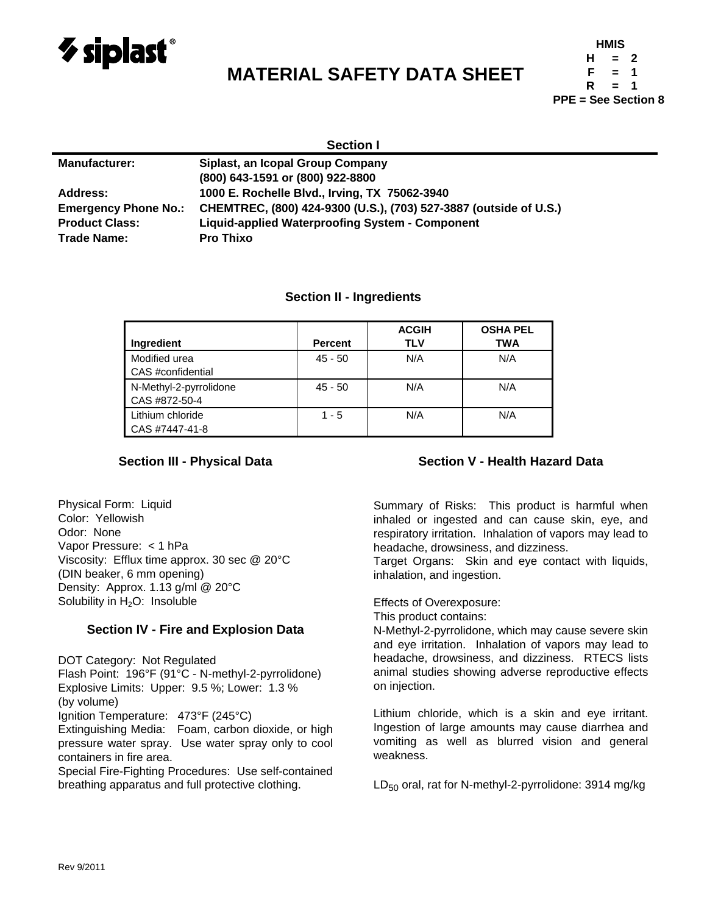siplast®

# MATERIAL SAFETY DATA SHEET

**HMIS**
**H = 2**
**F = 1**
**R = 1**
**PPE = See Section 8**

## Section I

| | |
|---|---|
| **Manufacturer:** | **Siplast, an Icopal Group Company** |
| | **(800) 643-1591 or (800) 922-8800** |
| **Address:** | **1000 E. Rochelle Blvd., Irving, TX 75062-3940** |
| **Emergency Phone No.:** | **CHEMTREC, (800) 424-9300 (U.S.), (703) 527-3887 (outside of U.S.)** |
| **Product Class:** | **Liquid-applied Waterproofing System - Component** |
| **Trade Name:** | **Pro Thixo** |

## Section II - Ingredients

| Ingredient | Percent | ACGIH TLV | OSHA PEL TWA |
|---|---|---|---|
| Modified urea<br>CAS #confidential | 45 - 50 | N/A | N/A |
| N-Methyl-2-pyrrolidone<br>CAS #872-50-4 | 45 - 50 | N/A | N/A |
| Lithium chloride<br>CAS #7447-41-8 | 1 - 5 | N/A | N/A |

## Section III - Physical Data

Physical Form: Liquid
Color: Yellowish
Odor: None
Vapor Pressure: < 1 hPa
Viscosity: Efflux time approx. 30 sec @ 20°C (DIN beaker, 6 mm opening)
Density: Approx. 1.13 g/ml @ 20°C
Solubility in $H_2O$: Insoluble

## Section IV - Fire and Explosion Data

DOT Category: Not Regulated
Flash Point: 196°F (91°C - N-methyl-2-pyrrolidone)
Explosive Limits: Upper: 9.5 %; Lower: 1.3 % (by volume)
Ignition Temperature: 473°F (245°C)
Extinguishing Media: Foam, carbon dioxide, or high pressure water spray. Use water spray only to cool containers in fire area.
Special Fire-Fighting Procedures: Use self-contained breathing apparatus and full protective clothing.

## Section V - Health Hazard Data

Summary of Risks: This product is harmful when inhaled or ingested and can cause skin, eye, and respiratory irritation. Inhalation of vapors may lead to headache, drowsiness, and dizziness.
Target Organs: Skin and eye contact with liquids, inhalation, and ingestion.

Effects of Overexposure:
This product contains:
N-Methyl-2-pyrrolidone, which may cause severe skin and eye irritation. Inhalation of vapors may lead to headache, drowsiness, and dizziness. RTECS lists animal studies showing adverse reproductive effects on injection.

Lithium chloride, which is a skin and eye irritant. Ingestion of large amounts may cause diarrhea and vomiting as well as blurred vision and general weakness.

$LD_{50}$ oral, rat for N-methyl-2-pyrrolidone: 3914 mg/kg

Rev 9/2011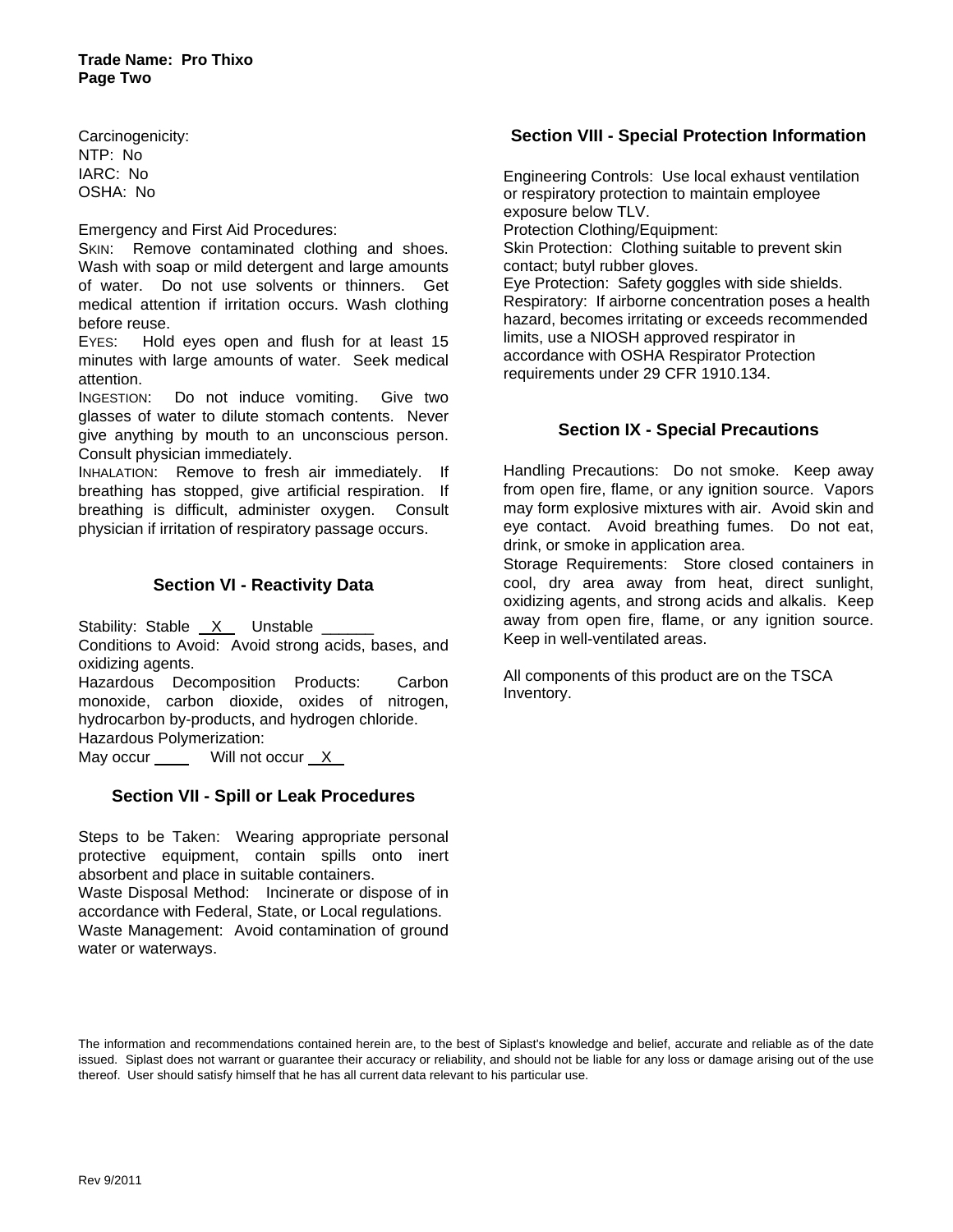**Trade Name: Pro Thixo**
**Page Two**

Carcinogenicity:
NTP: No
IARC: No
OSHA: No

Emergency and First Aid Procedures:
SKIN: Remove contaminated clothing and shoes. Wash with soap or mild detergent and large amounts of water. Do not use solvents or thinners. Get medical attention if irritation occurs. Wash clothing before reuse.
EYES: Hold eyes open and flush for at least 15 minutes with large amounts of water. Seek medical attention.
INGESTION: Do not induce vomiting. Give two glasses of water to dilute stomach contents. Never give anything by mouth to an unconscious person. Consult physician immediately.
INHALATION: Remove to fresh air immediately. If breathing has stopped, give artificial respiration. If breathing is difficult, administer oxygen. Consult physician if irritation of respiratory passage occurs.

## Section VI - Reactivity Data

Stability: Stable \_\_X\_\_ Unstable \_\_\_\_\_\_
Conditions to Avoid: Avoid strong acids, bases, and oxidizing agents.
Hazardous Decomposition Products: Carbon monoxide, carbon dioxide, oxides of nitrogen, hydrocarbon by-products, and hydrogen chloride.
Hazardous Polymerization:
May occur \_\_\_\_ Will not occur \_\_X\_\_

## Section VII - Spill or Leak Procedures

Steps to be Taken: Wearing appropriate personal protective equipment, contain spills onto inert absorbent and place in suitable containers.
Waste Disposal Method: Incinerate or dispose of in accordance with Federal, State, or Local regulations.
Waste Management: Avoid contamination of ground water or waterways.

## Section VIII - Special Protection Information

Engineering Controls: Use local exhaust ventilation or respiratory protection to maintain employee exposure below TLV.
Protection Clothing/Equipment:
Skin Protection: Clothing suitable to prevent skin contact; butyl rubber gloves.
Eye Protection: Safety goggles with side shields.
Respiratory: If airborne concentration poses a health hazard, becomes irritating or exceeds recommended limits, use a NIOSH approved respirator in accordance with OSHA Respirator Protection requirements under 29 CFR 1910.134.

## Section IX - Special Precautions

Handling Precautions: Do not smoke. Keep away from open fire, flame, or any ignition source. Vapors may form explosive mixtures with air. Avoid skin and eye contact. Avoid breathing fumes. Do not eat, drink, or smoke in application area.
Storage Requirements: Store closed containers in cool, dry area away from heat, direct sunlight, oxidizing agents, and strong acids and alkalis. Keep away from open fire, flame, or any ignition source. Keep in well-ventilated areas.

All components of this product are on the TSCA Inventory.

The information and recommendations contained herein are, to the best of Siplast's knowledge and belief, accurate and reliable as of the date issued. Siplast does not warrant or guarantee their accuracy or reliability, and should not be liable for any loss or damage arising out of the use thereof. User should satisfy himself that he has all current data relevant to his particular use.

Rev 9/2011